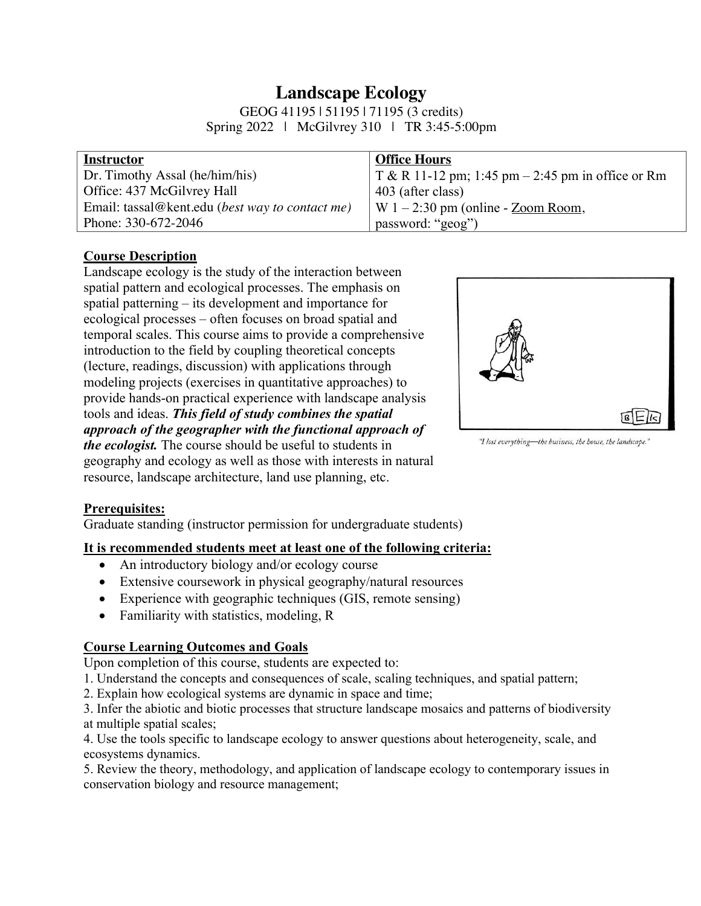# Landscape Ecology

GEOG 41195 | 51195 | 71195 (3 credits)
Spring 2022 | McGilvrey 310 | TR 3:45-5:00pm

| **Instructor** | **Office Hours** |
| --- | --- |
| Dr. Timothy Assal (he/him/his) | T & R 11-12 pm; 1:45 pm – 2:45 pm in office or Rm 403 (after class) |
| Office: 437 McGilvrey Hall | W 1 – 2:30 pm (online - Zoom Room, password: "geog") |
| Email: tassal@kent.edu (*best way to contact me*) | |
| Phone: 330-672-2046 | |

## Course Description

Landscape ecology is the study of the interaction between spatial pattern and ecological processes. The emphasis on spatial patterning – its development and importance for ecological processes – often focuses on broad spatial and temporal scales. This course aims to provide a comprehensive introduction to the field by coupling theoretical concepts (lecture, readings, discussion) with applications through modeling projects (exercises in quantitative approaches) to provide hands-on practical experience with landscape analysis tools and ideas. ***This field of study combines the spatial approach of the geographer with the functional approach of the ecologist.*** The course should be useful to students in geography and ecology as well as those with interests in natural resource, landscape architecture, land use planning, etc.

*"I lost everything—the business, the house, the landscape."*

## Prerequisites:

Graduate standing (instructor permission for undergraduate students)

### It is recommended students meet at least one of the following criteria:

- An introductory biology and/or ecology course
- Extensive coursework in physical geography/natural resources
- Experience with geographic techniques (GIS, remote sensing)
- Familiarity with statistics, modeling, R

## Course Learning Outcomes and Goals

Upon completion of this course, students are expected to:

1. Understand the concepts and consequences of scale, scaling techniques, and spatial pattern;
2. Explain how ecological systems are dynamic in space and time;
3. Infer the abiotic and biotic processes that structure landscape mosaics and patterns of biodiversity at multiple spatial scales;
4. Use the tools specific to landscape ecology to answer questions about heterogeneity, scale, and ecosystems dynamics.
5. Review the theory, methodology, and application of landscape ecology to contemporary issues in conservation biology and resource management;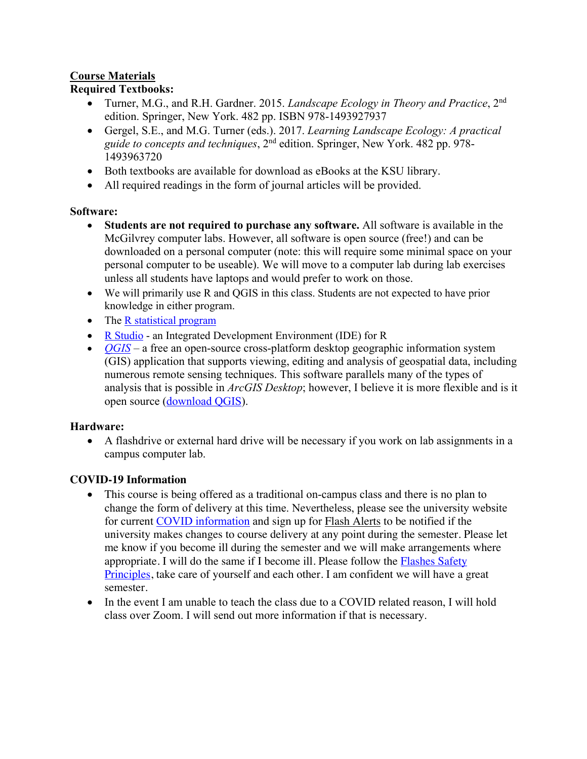## Course Materials

### Required Textbooks:

- Turner, M.G., and R.H. Gardner. 2015. *Landscape Ecology in Theory and Practice*, 2nd edition. Springer, New York. 482 pp. ISBN 978-1493927937
- Gergel, S.E., and M.G. Turner (eds.). 2017. *Learning Landscape Ecology: A practical guide to concepts and techniques*, 2nd edition. Springer, New York. 482 pp. 978-1493963720
- Both textbooks are available for download as eBooks at the KSU library.
- All required readings in the form of journal articles will be provided.

### Software:

- **Students are not required to purchase any software.** All software is available in the McGilvrey computer labs. However, all software is open source (free!) and can be downloaded on a personal computer (note: this will require some minimal space on your personal computer to be useable). We will move to a computer lab during lab exercises unless all students have laptops and would prefer to work on those.
- We will primarily use R and QGIS in this class. Students are not expected to have prior knowledge in either program.
- The R statistical program
- R Studio - an Integrated Development Environment (IDE) for R
- *QGIS* – a free an open-source cross-platform desktop geographic information system (GIS) application that supports viewing, editing and analysis of geospatial data, including numerous remote sensing techniques. This software parallels many of the types of analysis that is possible in *ArcGIS Desktop*; however, I believe it is more flexible and is it open source (download QGIS).

### Hardware:

- A flashdrive or external hard drive will be necessary if you work on lab assignments in a campus computer lab.

### COVID-19 Information

- This course is being offered as a traditional on-campus class and there is no plan to change the form of delivery at this time. Nevertheless, please see the university website for current COVID information and sign up for Flash Alerts to be notified if the university makes changes to course delivery at any point during the semester. Please let me know if you become ill during the semester and we will make arrangements where appropriate. I will do the same if I become ill. Please follow the Flashes Safety Principles, take care of yourself and each other. I am confident we will have a great semester.
- In the event I am unable to teach the class due to a COVID related reason, I will hold class over Zoom. I will send out more information if that is necessary.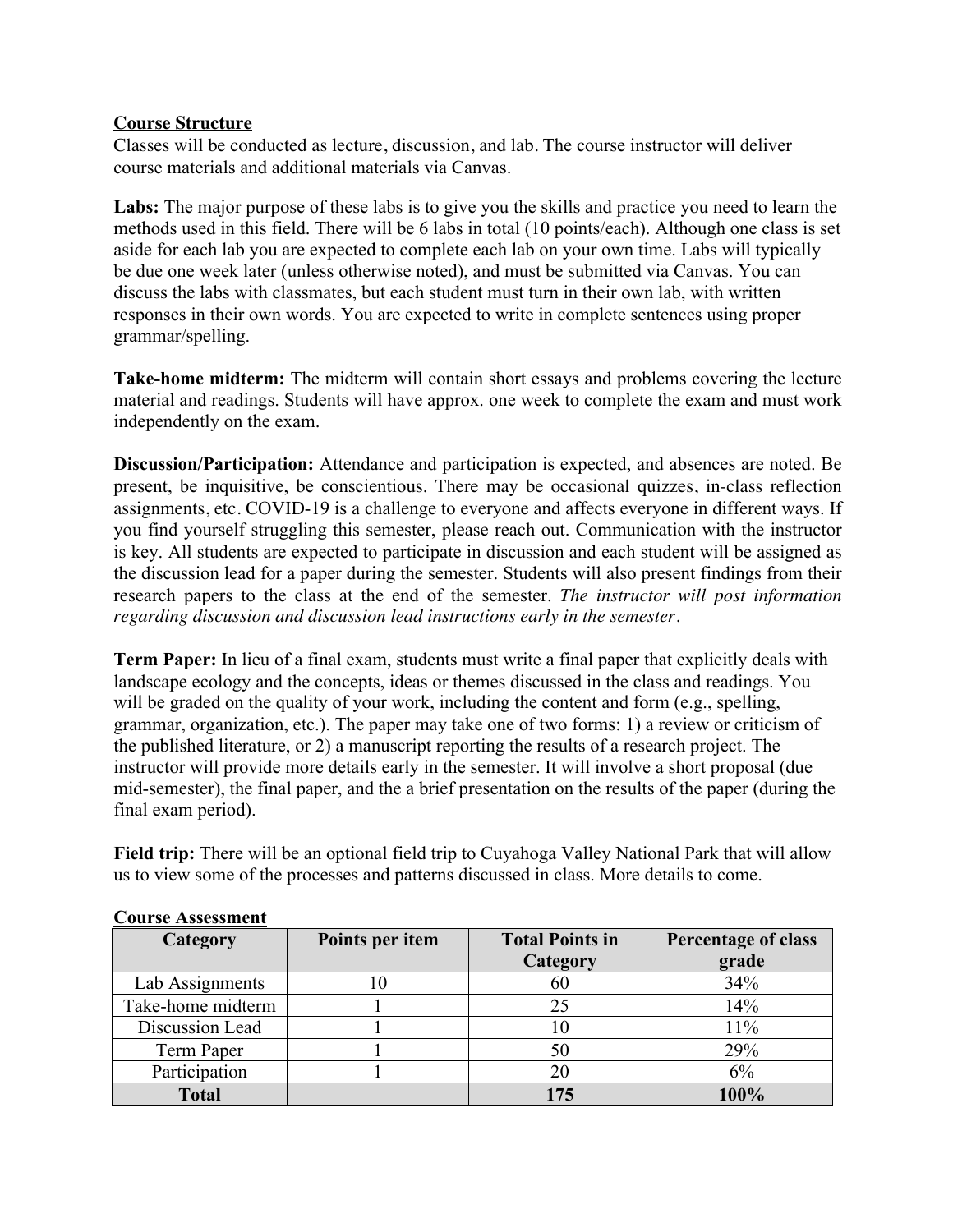**Course Structure**

Classes will be conducted as lecture, discussion, and lab. The course instructor will deliver course materials and additional materials via Canvas.

**Labs:** The major purpose of these labs is to give you the skills and practice you need to learn the methods used in this field. There will be 6 labs in total (10 points/each). Although one class is set aside for each lab you are expected to complete each lab on your own time. Labs will typically be due one week later (unless otherwise noted), and must be submitted via Canvas. You can discuss the labs with classmates, but each student must turn in their own lab, with written responses in their own words. You are expected to write in complete sentences using proper grammar/spelling.

**Take-home midterm:** The midterm will contain short essays and problems covering the lecture material and readings. Students will have approx. one week to complete the exam and must work independently on the exam.

**Discussion/Participation:** Attendance and participation is expected, and absences are noted. Be present, be inquisitive, be conscientious. There may be occasional quizzes, in-class reflection assignments, etc. COVID-19 is a challenge to everyone and affects everyone in different ways. If you find yourself struggling this semester, please reach out. Communication with the instructor is key. All students are expected to participate in discussion and each student will be assigned as the discussion lead for a paper during the semester. Students will also present findings from their research papers to the class at the end of the semester. *The instructor will post information regarding discussion and discussion lead instructions early in the semester*.

**Term Paper:** In lieu of a final exam, students must write a final paper that explicitly deals with landscape ecology and the concepts, ideas or themes discussed in the class and readings. You will be graded on the quality of your work, including the content and form (e.g., spelling, grammar, organization, etc.). The paper may take one of two forms: 1) a review or criticism of the published literature, or 2) a manuscript reporting the results of a research project. The instructor will provide more details early in the semester. It will involve a short proposal (due mid-semester), the final paper, and the a brief presentation on the results of the paper (during the final exam period).

**Field trip:** There will be an optional field trip to Cuyahoga Valley National Park that will allow us to view some of the processes and patterns discussed in class. More details to come.

**Course Assessment**

| Category | Points per item | Total Points in Category | Percentage of class grade |
|---|---|---|---|
| Lab Assignments | 10 | 60 | 34% |
| Take-home midterm | 1 | 25 | 14% |
| Discussion Lead | 1 | 10 | 11% |
| Term Paper | 1 | 50 | 29% |
| Participation | 1 | 20 | 6% |
| **Total** | | **175** | **100%** |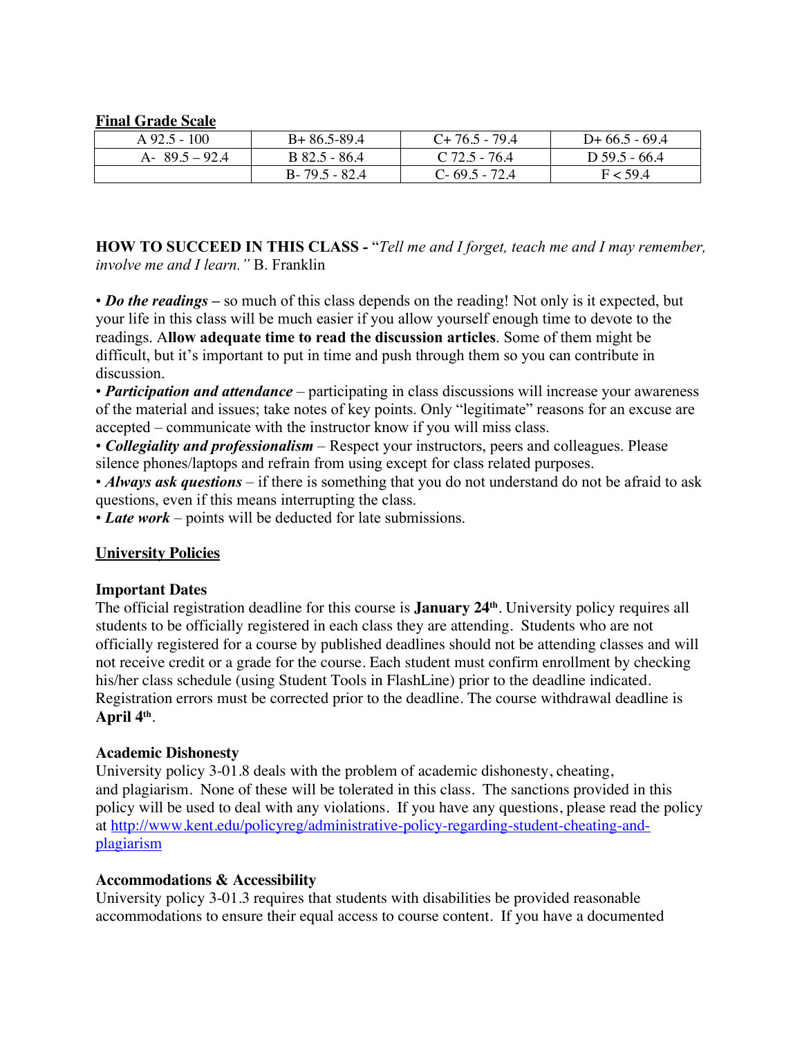**Final Grade Scale**

| | | | |
|---|---|---|---|
| A 92.5 - 100 | B+ 86.5-89.4 | C+ 76.5 - 79.4 | D+ 66.5 - 69.4 |
| A- 89.5 – 92.4 | B 82.5 - 86.4 | C 72.5 - 76.4 | D 59.5 - 66.4 |
| | B- 79.5 - 82.4 | C- 69.5 - 72.4 | F < 59.4 |

**HOW TO SUCCEED IN THIS CLASS -** "*Tell me and I forget, teach me and I may remember, involve me and I learn.*" B. Franklin

• ***Do the readings*** – so much of this class depends on the reading! Not only is it expected, but your life in this class will be much easier if you allow yourself enough time to devote to the readings. A**llow adequate time to read the discussion articles**. Some of them might be difficult, but it's important to put in time and push through them so you can contribute in discussion.
• ***Participation and attendance*** – participating in class discussions will increase your awareness of the material and issues; take notes of key points. Only "legitimate" reasons for an excuse are accepted – communicate with the instructor know if you will miss class.
• ***Collegiality and professionalism*** – Respect your instructors, peers and colleagues. Please silence phones/laptops and refrain from using except for class related purposes.
• ***Always ask questions*** – if there is something that you do not understand do not be afraid to ask questions, even if this means interrupting the class.
• ***Late work*** – points will be deducted for late submissions.

**University Policies**

**Important Dates**
The official registration deadline for this course is **January 24th**. University policy requires all students to be officially registered in each class they are attending. Students who are not officially registered for a course by published deadlines should not be attending classes and will not receive credit or a grade for the course. Each student must confirm enrollment by checking his/her class schedule (using Student Tools in FlashLine) prior to the deadline indicated. Registration errors must be corrected prior to the deadline. The course withdrawal deadline is **April 4th**.

**Academic Dishonesty**
University policy 3-01.8 deals with the problem of academic dishonesty, cheating, and plagiarism. None of these will be tolerated in this class. The sanctions provided in this policy will be used to deal with any violations. If you have any questions, please read the policy at http://www.kent.edu/policyreg/administrative-policy-regarding-student-cheating-and-plagiarism

**Accommodations & Accessibility**
University policy 3-01.3 requires that students with disabilities be provided reasonable accommodations to ensure their equal access to course content. If you have a documented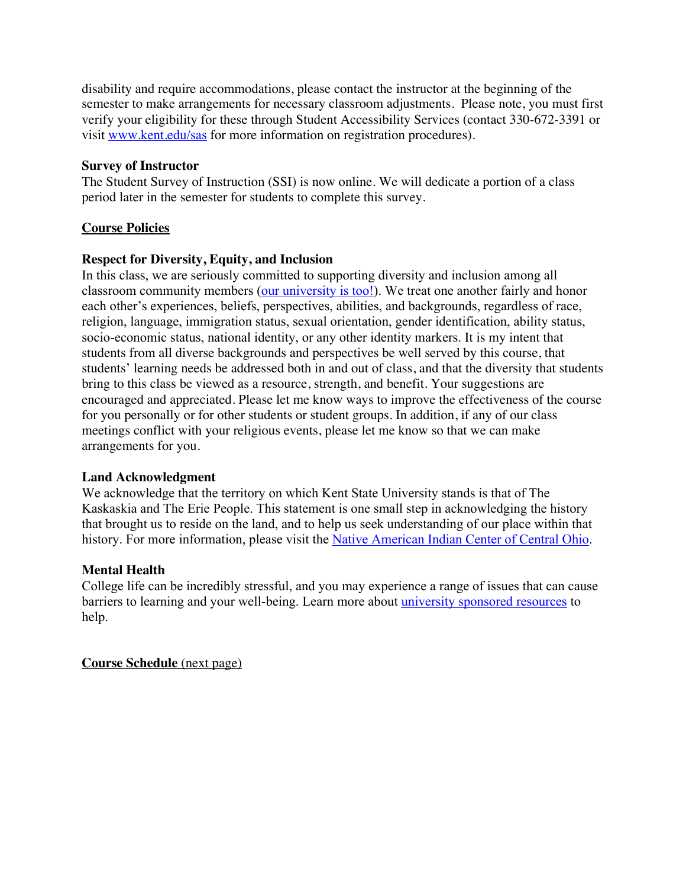disability and require accommodations, please contact the instructor at the beginning of the semester to make arrangements for necessary classroom adjustments. Please note, you must first verify your eligibility for these through Student Accessibility Services (contact 330-672-3391 or visit [www.kent.edu/sas](www.kent.edu/sas) for more information on registration procedures).

**Survey of Instructor**

The Student Survey of Instruction (SSI) is now online. We will dedicate a portion of a class period later in the semester for students to complete this survey.

## Course Policies

**Respect for Diversity, Equity, and Inclusion**

In this class, we are seriously committed to supporting diversity and inclusion among all classroom community members (our university is too!). We treat one another fairly and honor each other's experiences, beliefs, perspectives, abilities, and backgrounds, regardless of race, religion, language, immigration status, sexual orientation, gender identification, ability status, socio-economic status, national identity, or any other identity markers. It is my intent that students from all diverse backgrounds and perspectives be well served by this course, that students' learning needs be addressed both in and out of class, and that the diversity that students bring to this class be viewed as a resource, strength, and benefit. Your suggestions are encouraged and appreciated. Please let me know ways to improve the effectiveness of the course for you personally or for other students or student groups. In addition, if any of our class meetings conflict with your religious events, please let me know so that we can make arrangements for you.

**Land Acknowledgment**

We acknowledge that the territory on which Kent State University stands is that of The Kaskaskia and The Erie People. This statement is one small step in acknowledging the history that brought us to reside on the land, and to help us seek understanding of our place within that history. For more information, please visit the Native American Indian Center of Central Ohio.

**Mental Health**

College life can be incredibly stressful, and you may experience a range of issues that can cause barriers to learning and your well-being. Learn more about university sponsored resources to help.

**Course Schedule** (next page)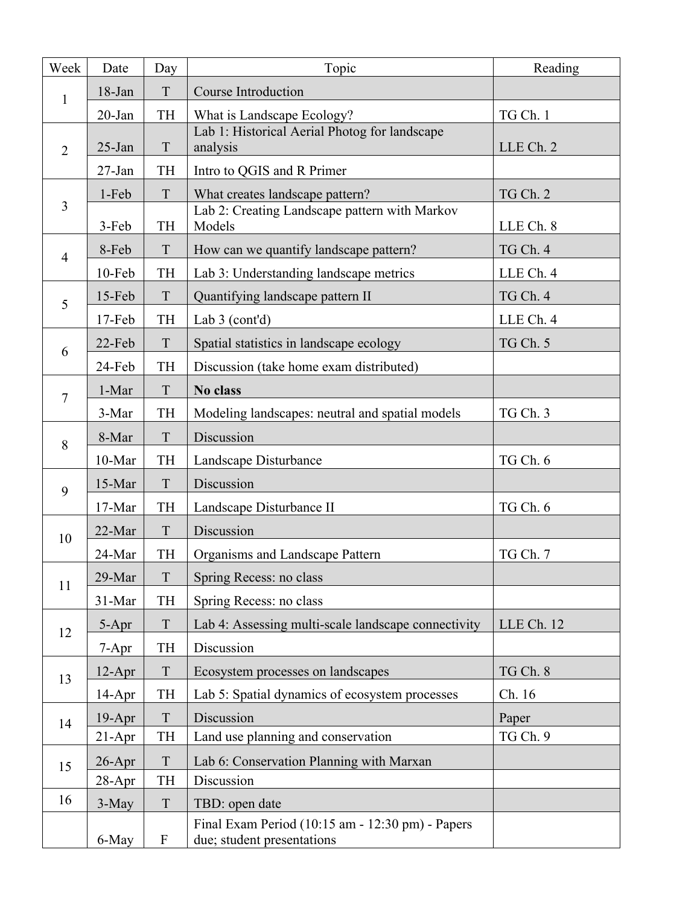| Week | Date | Day | Topic | Reading |
|---|---|---|---|---|
| 1 | 18-Jan | T | Course Introduction | |
| | 20-Jan | TH | What is Landscape Ecology? | TG Ch. 1 |
| 2 | 25-Jan | T | Lab 1: Historical Aerial Photog for landscape analysis | LLE Ch. 2 |
| | 27-Jan | TH | Intro to QGIS and R Primer | |
| 3 | 1-Feb | T | What creates landscape pattern? | TG Ch. 2 |
| | 3-Feb | TH | Lab 2: Creating Landscape pattern with Markov Models | LLE Ch. 8 |
| 4 | 8-Feb | T | How can we quantify landscape pattern? | TG Ch. 4 |
| | 10-Feb | TH | Lab 3: Understanding landscape metrics | LLE Ch. 4 |
| 5 | 15-Feb | T | Quantifying landscape pattern II | TG Ch. 4 |
| | 17-Feb | TH | Lab 3 (cont'd) | LLE Ch. 4 |
| 6 | 22-Feb | T | Spatial statistics in landscape ecology | TG Ch. 5 |
| | 24-Feb | TH | Discussion (take home exam distributed) | |
| 7 | 1-Mar | T | **No class** | |
| | 3-Mar | TH | Modeling landscapes: neutral and spatial models | TG Ch. 3 |
| 8 | 8-Mar | T | Discussion | |
| | 10-Mar | TH | Landscape Disturbance | TG Ch. 6 |
| 9 | 15-Mar | T | Discussion | |
| | 17-Mar | TH | Landscape Disturbance II | TG Ch. 6 |
| 10 | 22-Mar | T | Discussion | |
| | 24-Mar | TH | Organisms and Landscape Pattern | TG Ch. 7 |
| 11 | 29-Mar | T | Spring Recess: no class | |
| | 31-Mar | TH | Spring Recess: no class | |
| 12 | 5-Apr | T | Lab 4: Assessing multi-scale landscape connectivity | LLE Ch. 12 |
| | 7-Apr | TH | Discussion | |
| 13 | 12-Apr | T | Ecosystem processes on landscapes | TG Ch. 8 |
| | 14-Apr | TH | Lab 5: Spatial dynamics of ecosystem processes | Ch. 16 |
| 14 | 19-Apr | T | Discussion | Paper |
| | 21-Apr | TH | Land use planning and conservation | TG Ch. 9 |
| 15 | 26-Apr | T | Lab 6: Conservation Planning with Marxan | |
| | 28-Apr | TH | Discussion | |
| 16 | 3-May | T | TBD: open date | |
| | 6-May | F | Final Exam Period (10:15 am - 12:30 pm) - Papers due; student presentations | |